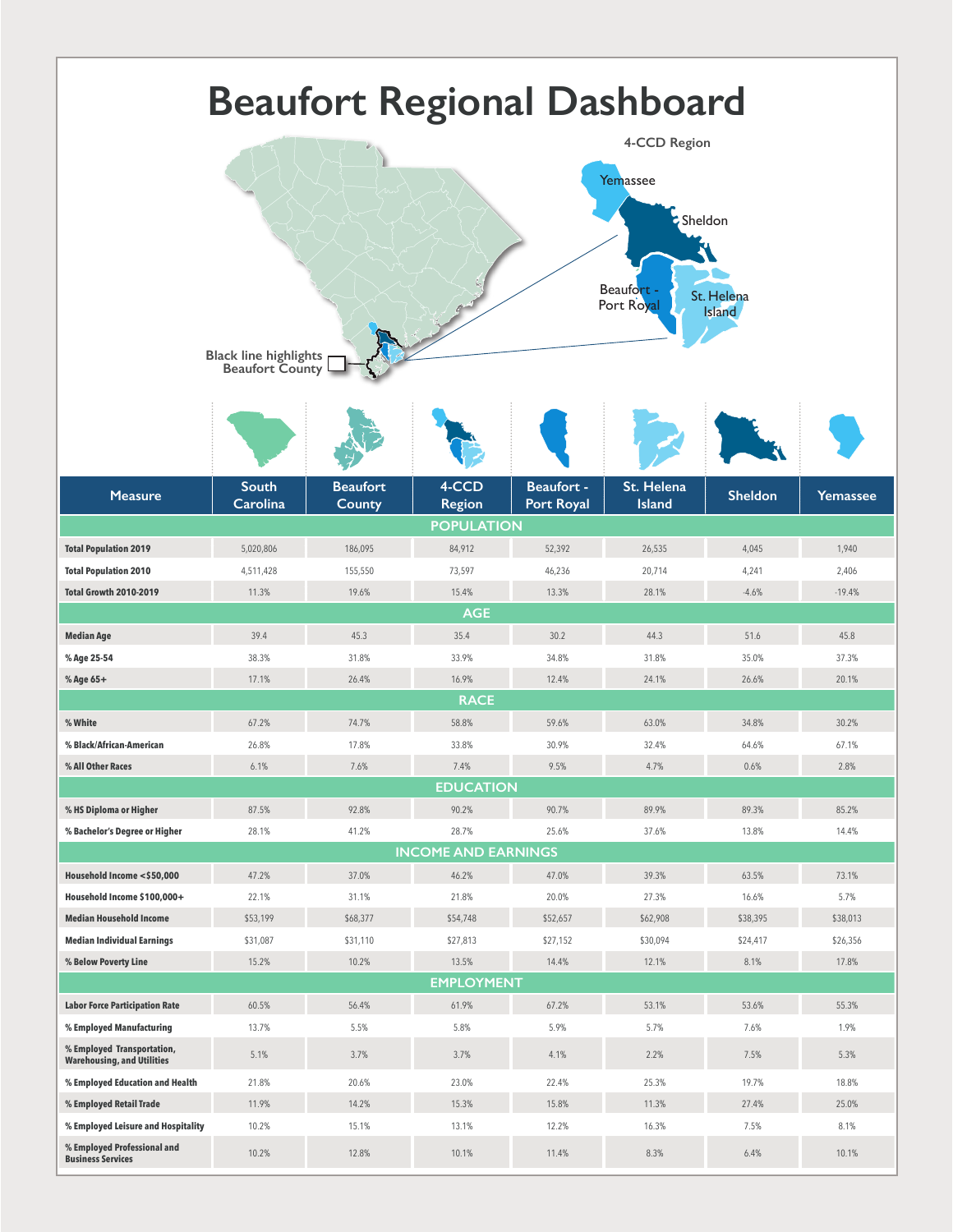# Beaufort Regional Dashboard

4-CCD Region

Yemassee

Sheldon

Beaufort - Port Royal

St. Helena Island

Black line highlights Beaufort County

| Measure | South Carolina | Beaufort County | 4-CCD Region | Beaufort - Port Royal | St. Helena Island | Sheldon | Yemassee |
|---|---|---|---|---|---|---|---|
| **POPULATION** | | | | | | | |
| **Total Population 2019** | 5,020,806 | 186,095 | 84,912 | 52,392 | 26,535 | 4,045 | 1,940 |
| **Total Population 2010** | 4,511,428 | 155,550 | 73,597 | 46,236 | 20,714 | 4,241 | 2,406 |
| **Total Growth 2010-2019** | 11.3% | 19.6% | 15.4% | 13.3% | 28.1% | -4.6% | -19.4% |
| **AGE** | | | | | | | |
| **Median Age** | 39.4 | 45.3 | 35.4 | 30.2 | 44.3 | 51.6 | 45.8 |
| **% Age 25-54** | 38.3% | 31.8% | 33.9% | 34.8% | 31.8% | 35.0% | 37.3% |
| **% Age 65+** | 17.1% | 26.4% | 16.9% | 12.4% | 24.1% | 26.6% | 20.1% |
| **RACE** | | | | | | | |
| **% White** | 67.2% | 74.7% | 58.8% | 59.6% | 63.0% | 34.8% | 30.2% |
| **% Black/African-American** | 26.8% | 17.8% | 33.8% | 30.9% | 32.4% | 64.6% | 67.1% |
| **% All Other Races** | 6.1% | 7.6% | 7.4% | 9.5% | 4.7% | 0.6% | 2.8% |
| **EDUCATION** | | | | | | | |
| **% HS Diploma or Higher** | 87.5% | 92.8% | 90.2% | 90.7% | 89.9% | 89.3% | 85.2% |
| **% Bachelor's Degree or Higher** | 28.1% | 41.2% | 28.7% | 25.6% | 37.6% | 13.8% | 14.4% |
| **INCOME AND EARNINGS** | | | | | | | |
| **Household Income <$50,000** | 47.2% | 37.0% | 46.2% | 47.0% | 39.3% | 63.5% | 73.1% |
| **Household Income $100,000+** | 22.1% | 31.1% | 21.8% | 20.0% | 27.3% | 16.6% | 5.7% |
| **Median Household Income** | $53,199 | $68,377 | $54,748 | $52,657 | $62,908 | $38,395 | $38,013 |
| **Median Individual Earnings** | $31,087 | $31,110 | $27,813 | $27,152 | $30,094 | $24,417 | $26,356 |
| **% Below Poverty Line** | 15.2% | 10.2% | 13.5% | 14.4% | 12.1% | 8.1% | 17.8% |
| **EMPLOYMENT** | | | | | | | |
| **Labor Force Participation Rate** | 60.5% | 56.4% | 61.9% | 67.2% | 53.1% | 53.6% | 55.3% |
| **% Employed Manufacturing** | 13.7% | 5.5% | 5.8% | 5.9% | 5.7% | 7.6% | 1.9% |
| **% Employed Transportation, Warehousing, and Utilities** | 5.1% | 3.7% | 3.7% | 4.1% | 2.2% | 7.5% | 5.3% |
| **% Employed Education and Health** | 21.8% | 20.6% | 23.0% | 22.4% | 25.3% | 19.7% | 18.8% |
| **% Employed Retail Trade** | 11.9% | 14.2% | 15.3% | 15.8% | 11.3% | 27.4% | 25.0% |
| **% Employed Leisure and Hospitality** | 10.2% | 15.1% | 13.1% | 12.2% | 16.3% | 7.5% | 8.1% |
| **% Employed Professional and Business Services** | 10.2% | 12.8% | 10.1% | 11.4% | 8.3% | 6.4% | 10.1% |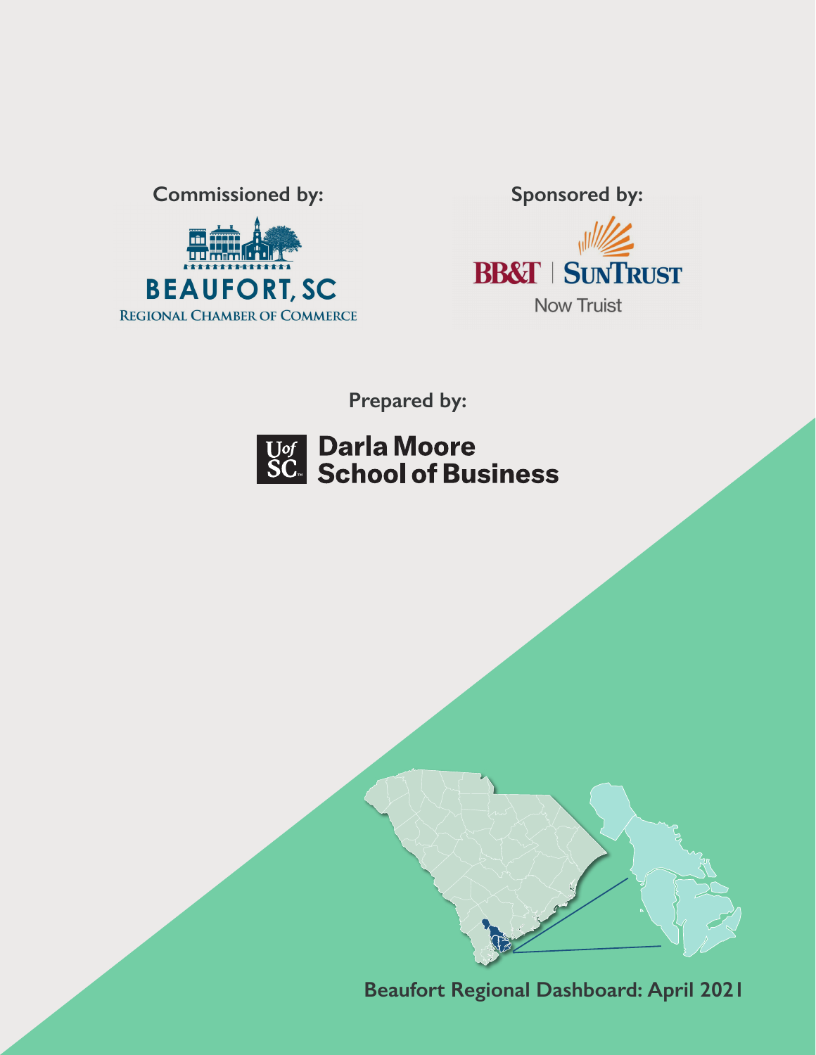**Commissioned by:**

BEAUFORT, SC
REGIONAL CHAMBER OF COMMERCE

**Sponsored by:**

BB&T | SUNTRUST
Now Truist

**Prepared by:**

UofSC Darla Moore School of Business

**Beaufort Regional Dashboard: April 2021**